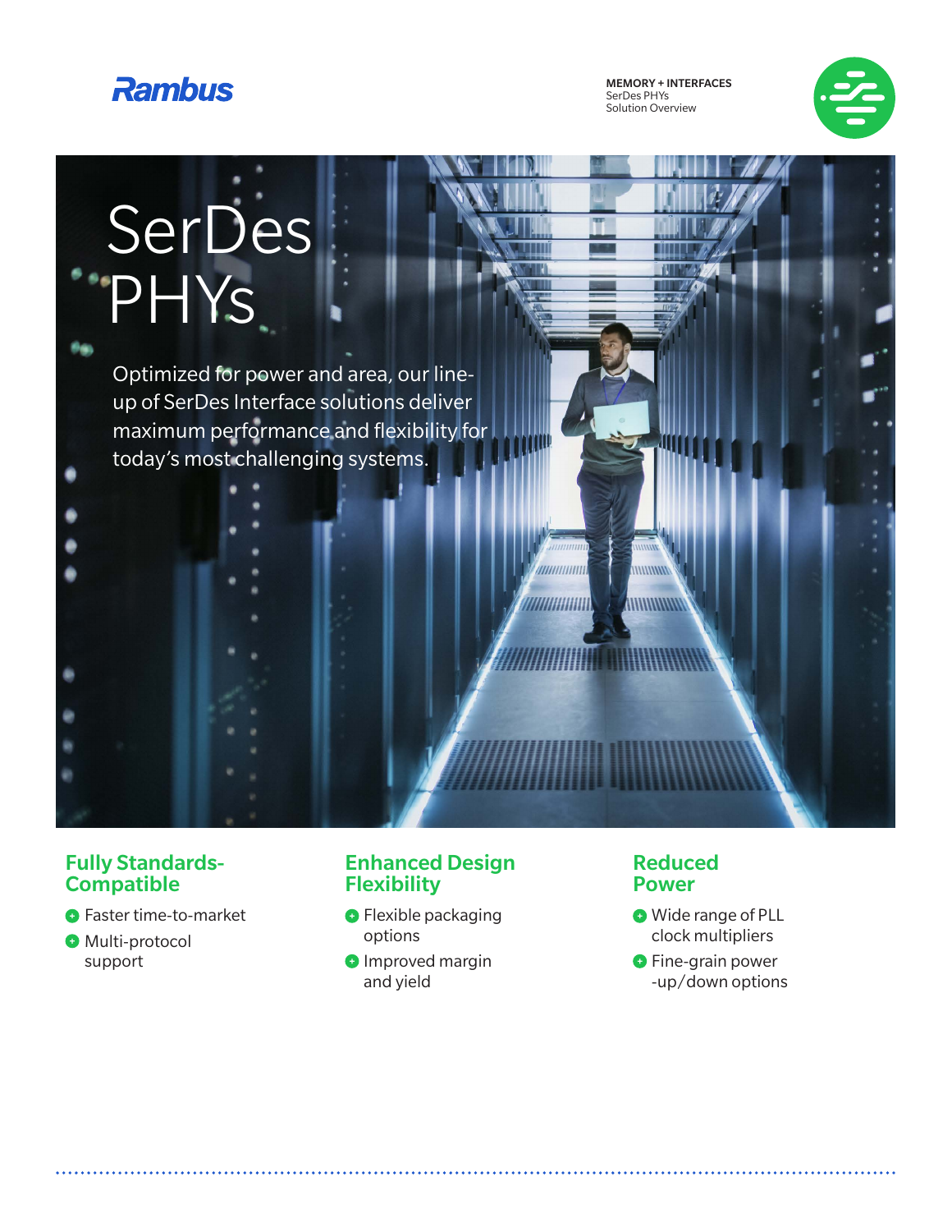Rambus

**MEMORY + INTERFACES**
SerDes PHYs
Solution Overview

# SerDes PHYs

Optimized for power and area, our line-up of SerDes Interface solutions deliver maximum performance and flexibility for today's most challenging systems.

### Fully Standards-Compatible

- Faster time-to-market
- Multi-protocol support

### Enhanced Design Flexibility

- Flexible packaging options
- Improved margin and yield

### Reduced Power

- Wide range of PLL clock multipliers
- Fine-grain power -up/down options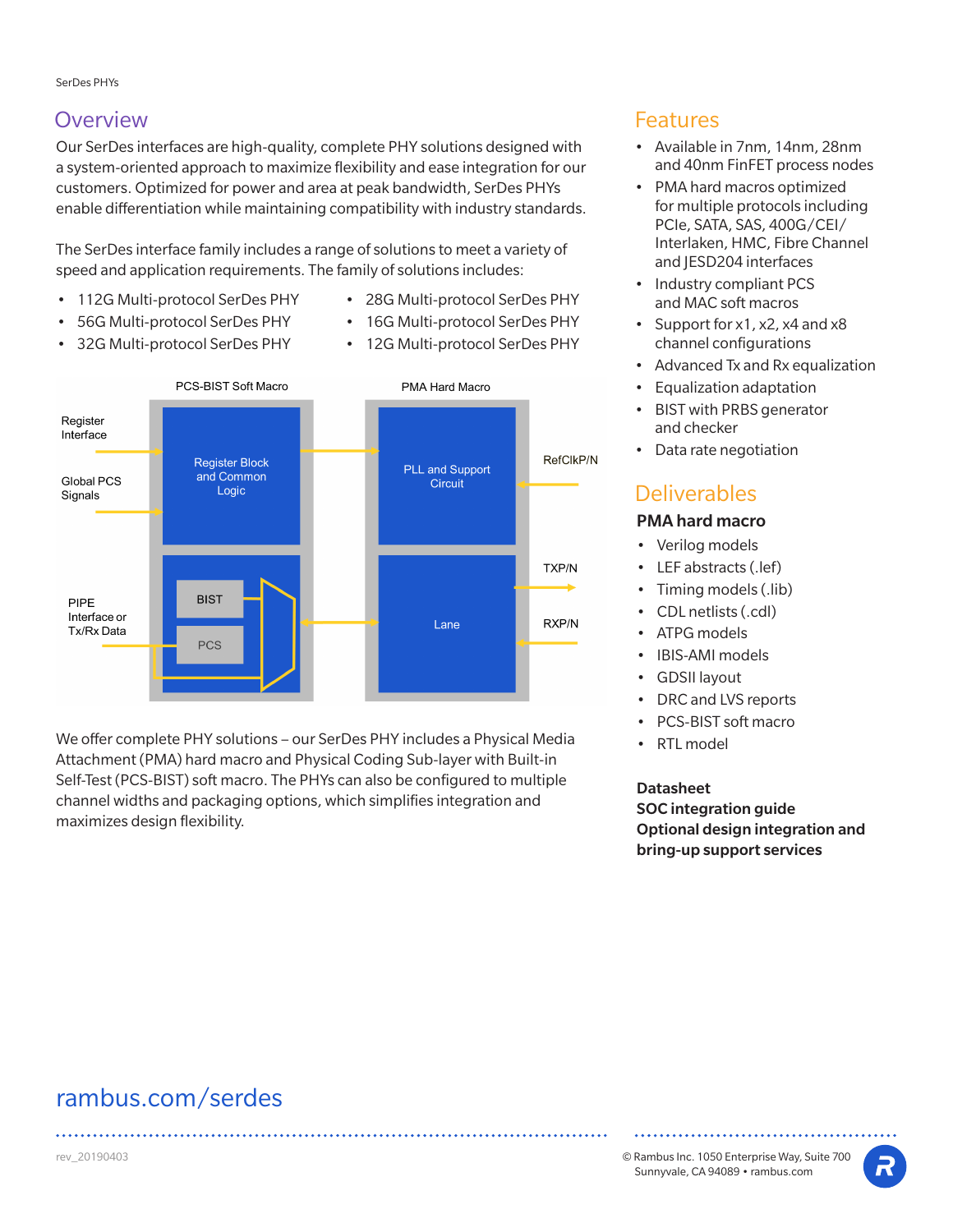## Overview

Our SerDes interfaces are high-quality, complete PHY solutions designed with a system-oriented approach to maximize flexibility and ease integration for our customers. Optimized for power and area at peak bandwidth, SerDes PHYs enable differentiation while maintaining compatibility with industry standards.

The SerDes interface family includes a range of solutions to meet a variety of speed and application requirements. The family of solutions includes:

- 112G Multi-protocol SerDes PHY
- 56G Multi-protocol SerDes PHY
- 32G Multi-protocol SerDes PHY
- 28G Multi-protocol SerDes PHY
- 16G Multi-protocol SerDes PHY
- 12G Multi-protocol SerDes PHY

PCS-BIST Soft Macro
PMA Hard Macro
Register Interface
Global PCS Signals
PIPE Interface or Tx/Rx Data
Register Block and Common Logic
BIST
PCS
PLL and Support Circuit
Lane
RefClkP/N
TXP/N
RXP/N

We offer complete PHY solutions – our SerDes PHY includes a Physical Media Attachment (PMA) hard macro and Physical Coding Sub-layer with Built-in Self-Test (PCS-BIST) soft macro. The PHYs can also be configured to multiple channel widths and packaging options, which simplifies integration and maximizes design flexibility.

## Features

- Available in 7nm, 14nm, 28nm and 40nm FinFET process nodes
- PMA hard macros optimized for multiple protocols including PCIe, SATA, SAS, 400G/CEI/Interlaken, HMC, Fibre Channel and JESD204 interfaces
- Industry compliant PCS and MAC soft macros
- Support for x1, x2, x4 and x8 channel configurations
- Advanced Tx and Rx equalization
- Equalization adaptation
- BIST with PRBS generator and checker
- Data rate negotiation

## Deliverables

**PMA hard macro**

- Verilog models
- LEF abstracts (.lef)
- Timing models (.lib)
- CDL netlists (.cdl)
- ATPG models
- IBIS-AMI models
- GDSII layout
- DRC and LVS reports
- PCS-BIST soft macro
- RTL model

**Datasheet**
**SOC integration guide**
**Optional design integration and bring-up support services**

rambus.com/serdes

rev_20190403

© Rambus Inc. 1050 Enterprise Way, Suite 700
Sunnyvale, CA 94089 • rambus.com